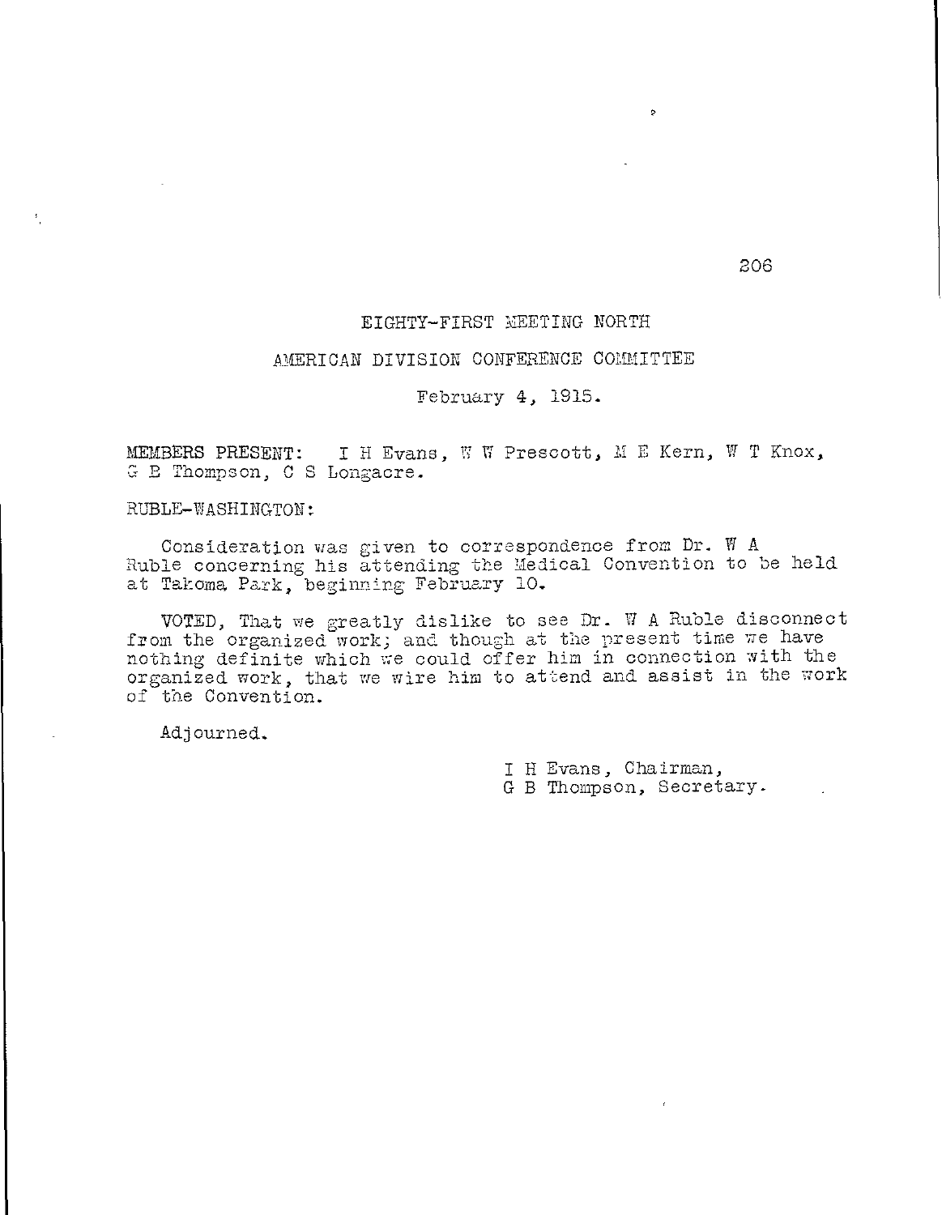# EIGHTY-FIRST MEETING NORTH

# AMERICAN DIVISION CONFERENCE COMMITTEE

February 4, 1915.

MEMBERS PRESENT: I H Evans, W W Prescott, M E Kern, W T Knox, G B Thompson, C S Longacre.

RUBLE-WASHINGTON:

Consideration was given to correspondence from Dr. W A Ruble concerning his attending the Medical Convention to be held at Takoma Park, beginning February 10.

VOTED, That we greatly dislike to see Dr. W A Ruble disconnect from the organized work; and though at the present time we have nothing definite which we could offer him in connection with the organized work, that we wire him to attend and assist in the work of the Convention.

Adjourned.

I H Evans, Chairman,
G B Thompson, Secretary.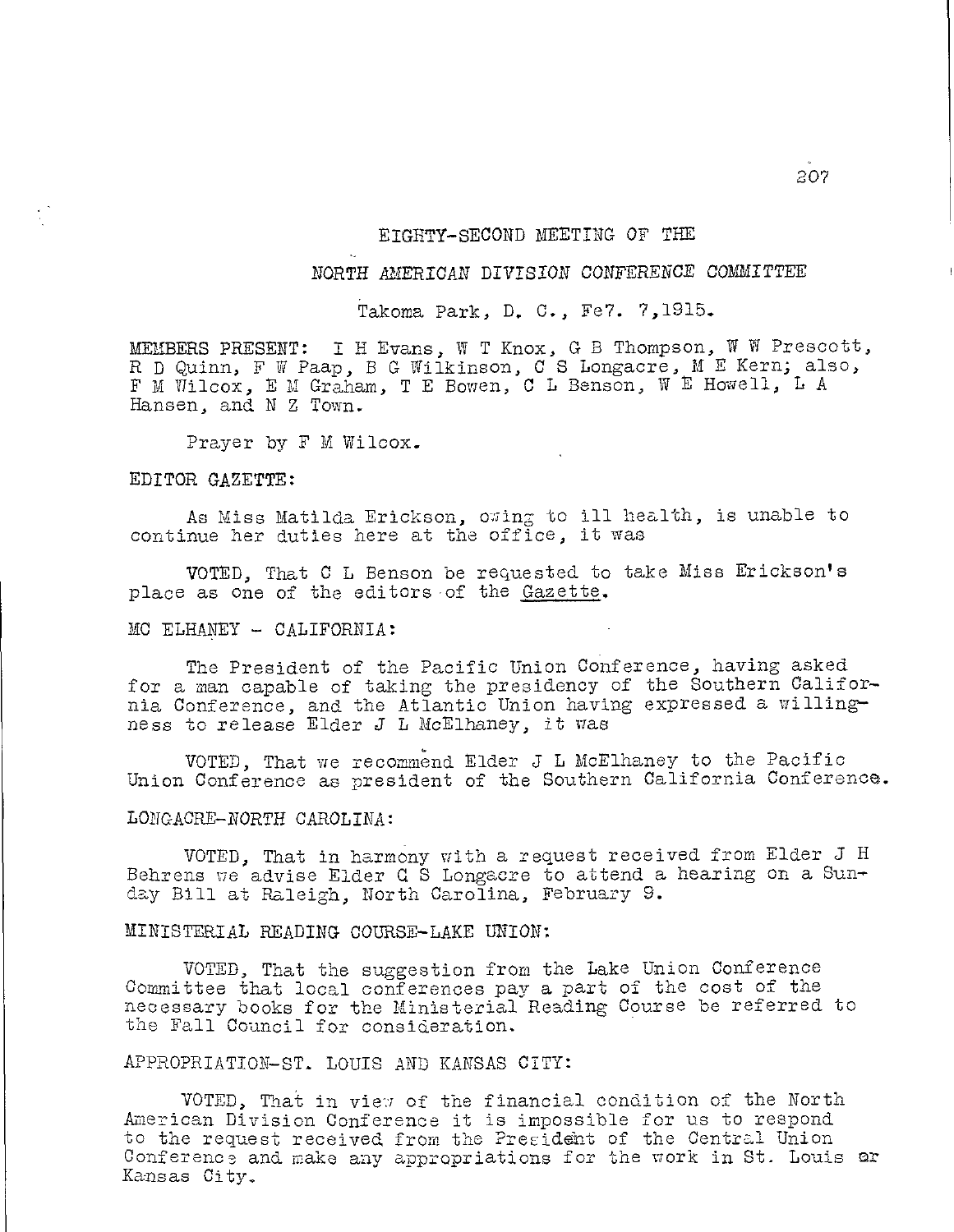EIGHTY-SECOND MEETING OF THE

NORTH AMERICAN DIVISION CONFERENCE COMMITTEE

Takoma Park, D. C., Fe7. 7,1915.

MEMBERS PRESENT: I H Evans, W T Knox, G B Thompson, W W Prescott, R D Quinn, F W Paap, B G Wilkinson, C S Longacre, M E Kern; also, F M Wilcox, E M Graham, T E Bowen, C L Benson, W E Howell, L A Hansen, and N Z Town.

Prayer by F M Wilcox.

EDITOR GAZETTE:

As Miss Matilda Erickson, owing to ill health, is unable to continue her duties here at the office, it was

VOTED, That C L Benson be requested to take Miss Erickson's place as one of the editors of the Gazette.

MC ELHANEY - CALIFORNIA:

The President of the Pacific Union Conference, having asked for a man capable of taking the presidency of the Southern California Conference, and the Atlantic Union having expressed a willingness to release Elder J L McElhaney, it was

VOTED, That we recommend Elder J L McElhaney to the Pacific Union Conference as president of the Southern California Conference.

LONGACRE-NORTH CAROLINA:

VOTED, That in harmony with a request received from Elder J H Behrens we advise Elder C S Longacre to attend a hearing on a Sunday Bill at Raleigh, North Carolina, February 9.

MINISTERIAL READING COURSE-LAKE UNION:

VOTED, That the suggestion from the Lake Union Conference Committee that local conferences pay a part of the cost of the necessary books for the Ministerial Reading Course be referred to the Fall Council for consideration.

APPROPRIATION-ST. LOUIS AND KANSAS CITY:

VOTED, That in view of the financial condition of the North American Division Conference it is impossible for us to respond to the request received from the President of the Central Union Conference and make any appropriations for the work in St. Louis or Kansas City.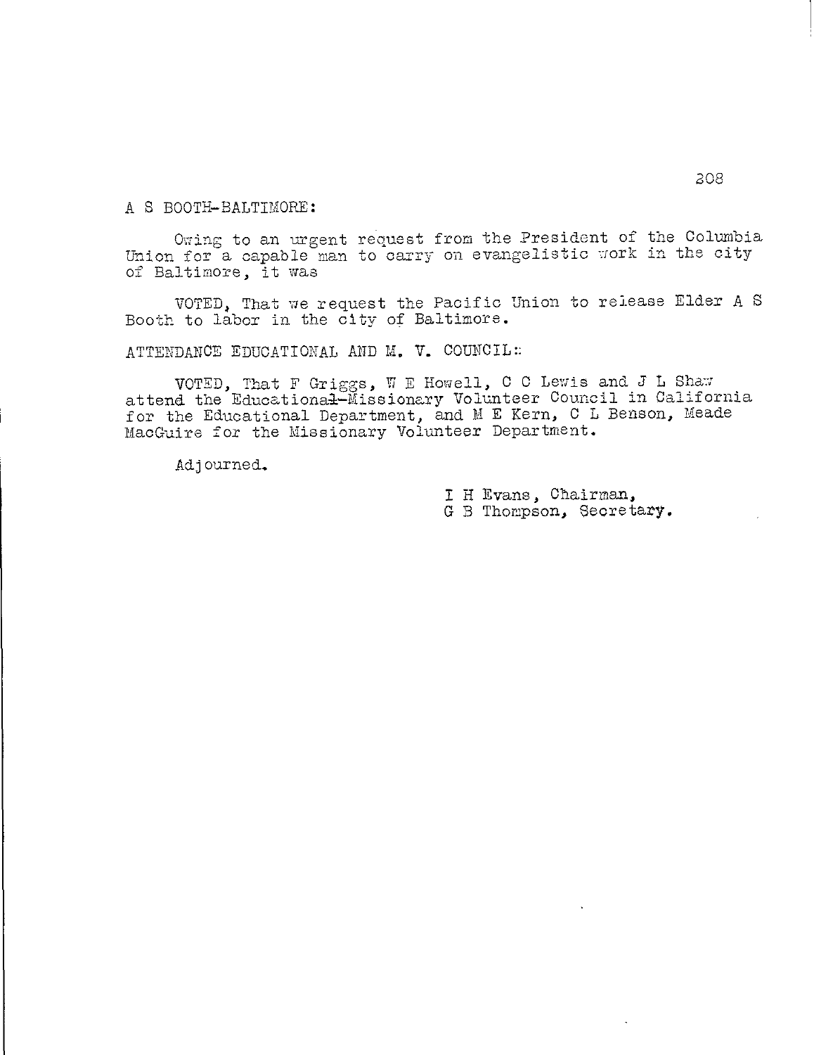A S BOOTH-BALTIMORE:

Owing to an urgent request from the President of the Columbia Union for a capable man to carry on evangelistic work in the city of Baltimore, it was

VOTED, That we request the Pacific Union to release Elder A S Booth to labor in the city of Baltimore.

ATTENDANCE EDUCATIONAL AND M. V. COUNCIL:

VOTED, That F Griggs, W E Howell, C C Lewis and J L Shaw attend the Educational-Missionary Volunteer Council in California for the Educational Department, and M E Kern, C L Benson, Meade MacGuire for the Missionary Volunteer Department.

Adjourned.

I H Evans, Chairman,
G B Thompson, Secretary.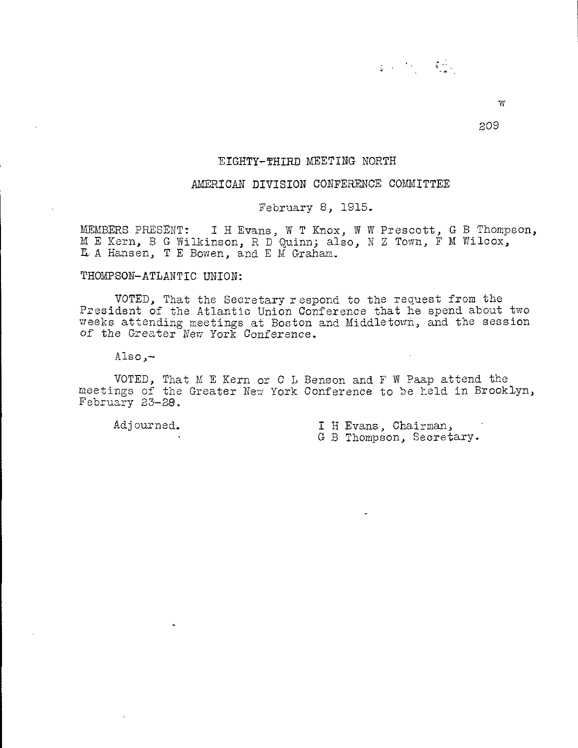# EIGHTY-THIRD MEETING NORTH

## AMERICAN DIVISION CONFERENCE COMMITTEE

February 8, 1915.

MEMBERS PRESENT: I H Evans, W T Knox, W W Prescott, G B Thompson, M E Kern, B G Wilkinson, R D Quinn; also, N Z Town, F M Wilcox, L A Hansen, T E Bowen, and E M Graham.

THOMPSON-ATLANTIC UNION:

VOTED, That the Secretary respond to the request from the President of the Atlantic Union Conference that he spend about two weeks attending meetings at Boston and Middletown, and the session of the Greater New York Conference.

Also,-

VOTED, That M E Kern or C L Benson and F W Paap attend the meetings of the Greater New York Conference to be held in Brooklyn, February 23-28.

Adjourned.

I H Evans, Chairman,
G B Thompson, Secretary.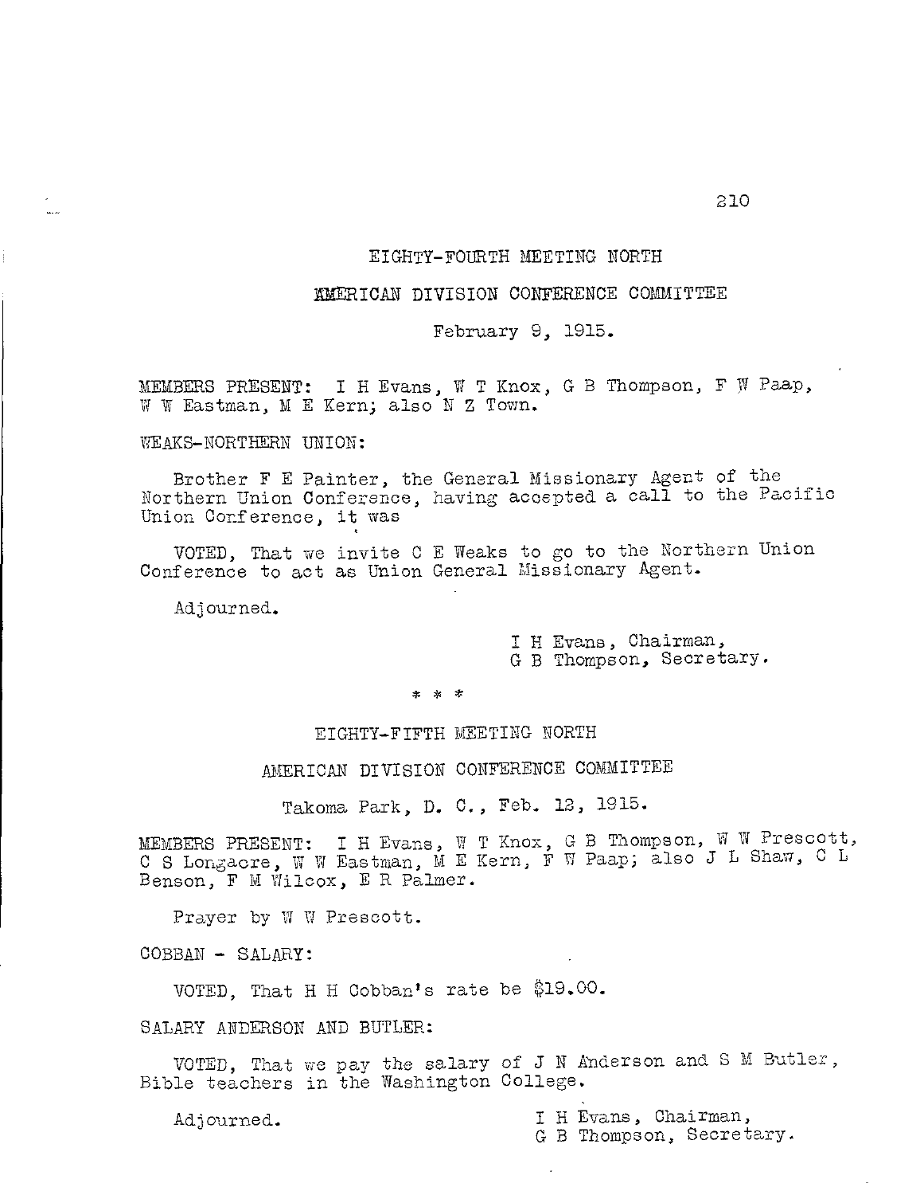## EIGHTY-FOURTH MEETING NORTH

## AMERICAN DIVISION CONFERENCE COMMITTEE

February 9, 1915.

MEMBERS PRESENT: I H Evans, W T Knox, G B Thompson, F W Paap, W W Eastman, M E Kern; also N Z Town.

WEAKS-NORTHERN UNION:

Brother F E Painter, the General Missionary Agent of the Northern Union Conference, having accepted a call to the Pacific Union Conference, it was

VOTED, That we invite C E Weaks to go to the Northern Union Conference to act as Union General Missionary Agent.

Adjourned.

I H Evans, Chairman,
G B Thompson, Secretary.

* * *

## EIGHTY-FIFTH MEETING NORTH

## AMERICAN DIVISION CONFERENCE COMMITTEE

Takoma Park, D. C., Feb. 12, 1915.

MEMBERS PRESENT: I H Evans, W T Knox, G B Thompson, W W Prescott, C S Longacre, W W Eastman, M E Kern, F W Paap; also J L Shaw, C L Benson, F M Wilcox, E R Palmer.

Prayer by W W Prescott.

COBBAN - SALARY:

VOTED, That H H Cobban's rate be $19.00.

SALARY ANDERSON AND BUTLER:

VOTED, That we pay the salary of J N Anderson and S M Butler, Bible teachers in the Washington College.

Adjourned.

I H Evans, Chairman,
G B Thompson, Secretary.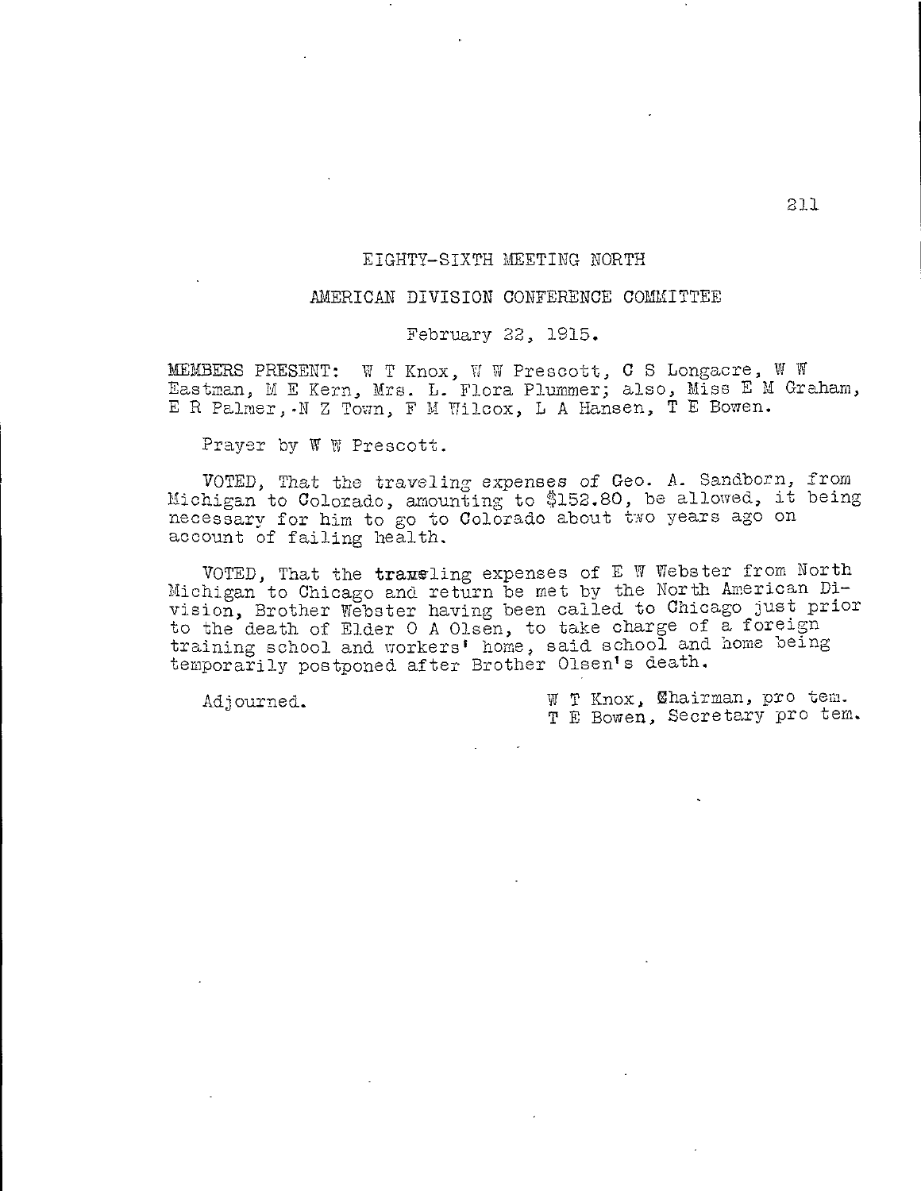EIGHTY-SIXTH MEETING NORTH

AMERICAN DIVISION CONFERENCE COMMITTEE

February 22, 1915.

MEMBERS PRESENT: W T Knox, W W Prescott, C S Longacre, W W Eastman, M E Kern, Mrs. L. Flora Plummer; also, Miss E M Graham, E R Palmer, N Z Town, F M Wilcox, L A Hansen, T E Bowen.

Prayer by W W Prescott.

VOTED, That the traveling expenses of Geo. A. Sandborn, from Michigan to Colorado, amounting to $152.80, be allowed, it being necessary for him to go to Colorado about two years ago on account of failing health.

VOTED, That the traveling expenses of E W Webster from North Michigan to Chicago and return be met by the North American Division, Brother Webster having been called to Chicago just prior to the death of Elder O A Olsen, to take charge of a foreign training school and workers' home, said school and home being temporarily postponed after Brother Olsen's death.

Adjourned.

W T Knox, Chairman, pro tem.
T E Bowen, Secretary pro tem.